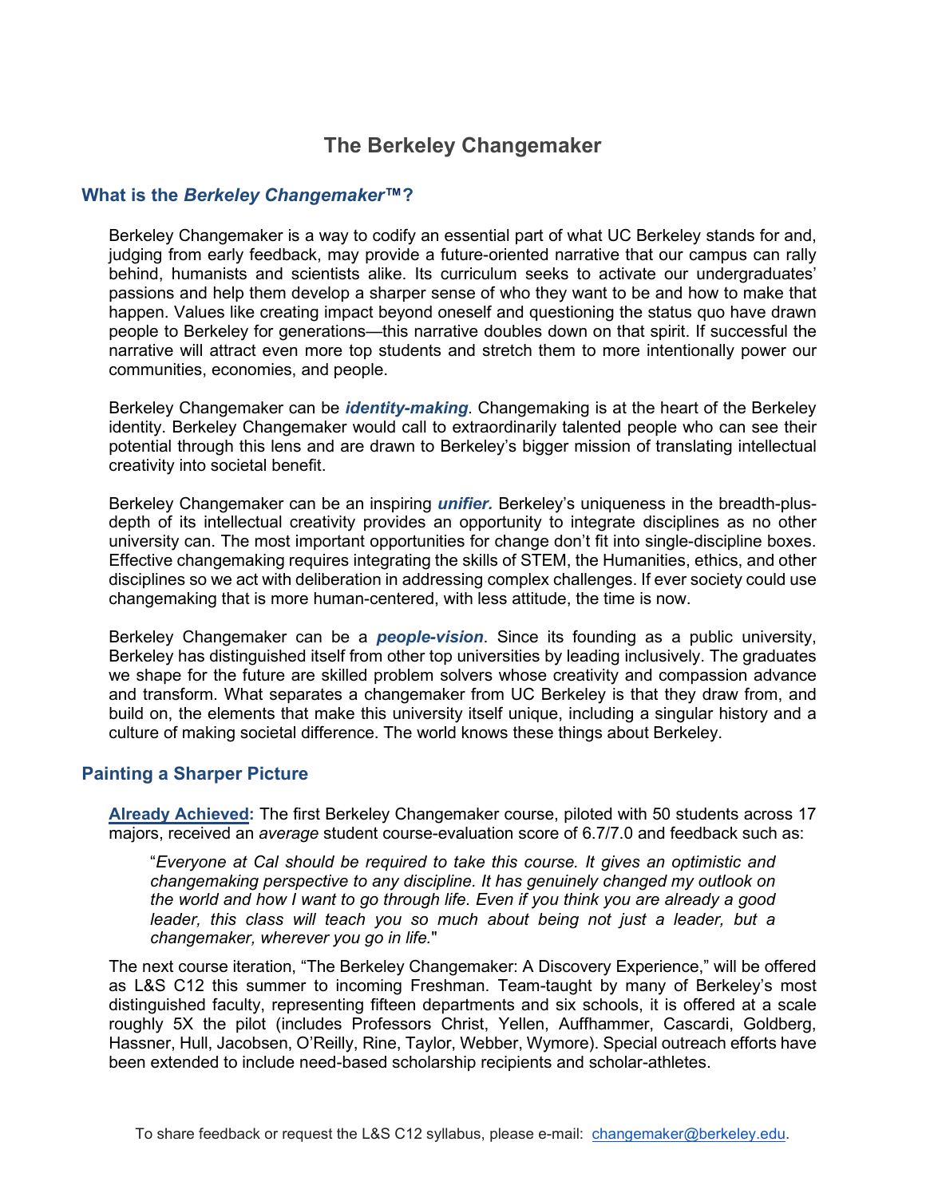# The Berkeley Changemaker

## What is the *Berkeley Changemaker™*?

Berkeley Changemaker is a way to codify an essential part of what UC Berkeley stands for and, judging from early feedback, may provide a future-oriented narrative that our campus can rally behind, humanists and scientists alike. Its curriculum seeks to activate our undergraduates' passions and help them develop a sharper sense of who they want to be and how to make that happen. Values like creating impact beyond oneself and questioning the status quo have drawn people to Berkeley for generations—this narrative doubles down on that spirit. If successful the narrative will attract even more top students and stretch them to more intentionally power our communities, economies, and people.

Berkeley Changemaker can be ***identity-making***. Changemaking is at the heart of the Berkeley identity. Berkeley Changemaker would call to extraordinarily talented people who can see their potential through this lens and are drawn to Berkeley's bigger mission of translating intellectual creativity into societal benefit.

Berkeley Changemaker can be an inspiring ***unifier.*** Berkeley's uniqueness in the breadth-plus-depth of its intellectual creativity provides an opportunity to integrate disciplines as no other university can. The most important opportunities for change don't fit into single-discipline boxes. Effective changemaking requires integrating the skills of STEM, the Humanities, ethics, and other disciplines so we act with deliberation in addressing complex challenges. If ever society could use changemaking that is more human-centered, with less attitude, the time is now.

Berkeley Changemaker can be a ***people-vision***. Since its founding as a public university, Berkeley has distinguished itself from other top universities by leading inclusively. The graduates we shape for the future are skilled problem solvers whose creativity and compassion advance and transform. What separates a changemaker from UC Berkeley is that they draw from, and build on, the elements that make this university itself unique, including a singular history and a culture of making societal difference. The world knows these things about Berkeley.

## Painting a Sharper Picture

**Already Achieved:** The first Berkeley Changemaker course, piloted with 50 students across 17 majors, received an *average* student course-evaluation score of 6.7/7.0 and feedback such as:

> "*Everyone at Cal should be required to take this course. It gives an optimistic and changemaking perspective to any discipline. It has genuinely changed my outlook on the world and how I want to go through life. Even if you think you are already a good leader, this class will teach you so much about being not just a leader, but a changemaker, wherever you go in life.*"

The next course iteration, "The Berkeley Changemaker: A Discovery Experience," will be offered as L&S C12 this summer to incoming Freshman. Team-taught by many of Berkeley's most distinguished faculty, representing fifteen departments and six schools, it is offered at a scale roughly 5X the pilot (includes Professors Christ, Yellen, Auffhammer, Cascardi, Goldberg, Hassner, Hull, Jacobsen, O'Reilly, Rine, Taylor, Webber, Wymore). Special outreach efforts have been extended to include need-based scholarship recipients and scholar-athletes.

To share feedback or request the L&S C12 syllabus, please e-mail: changemaker@berkeley.edu.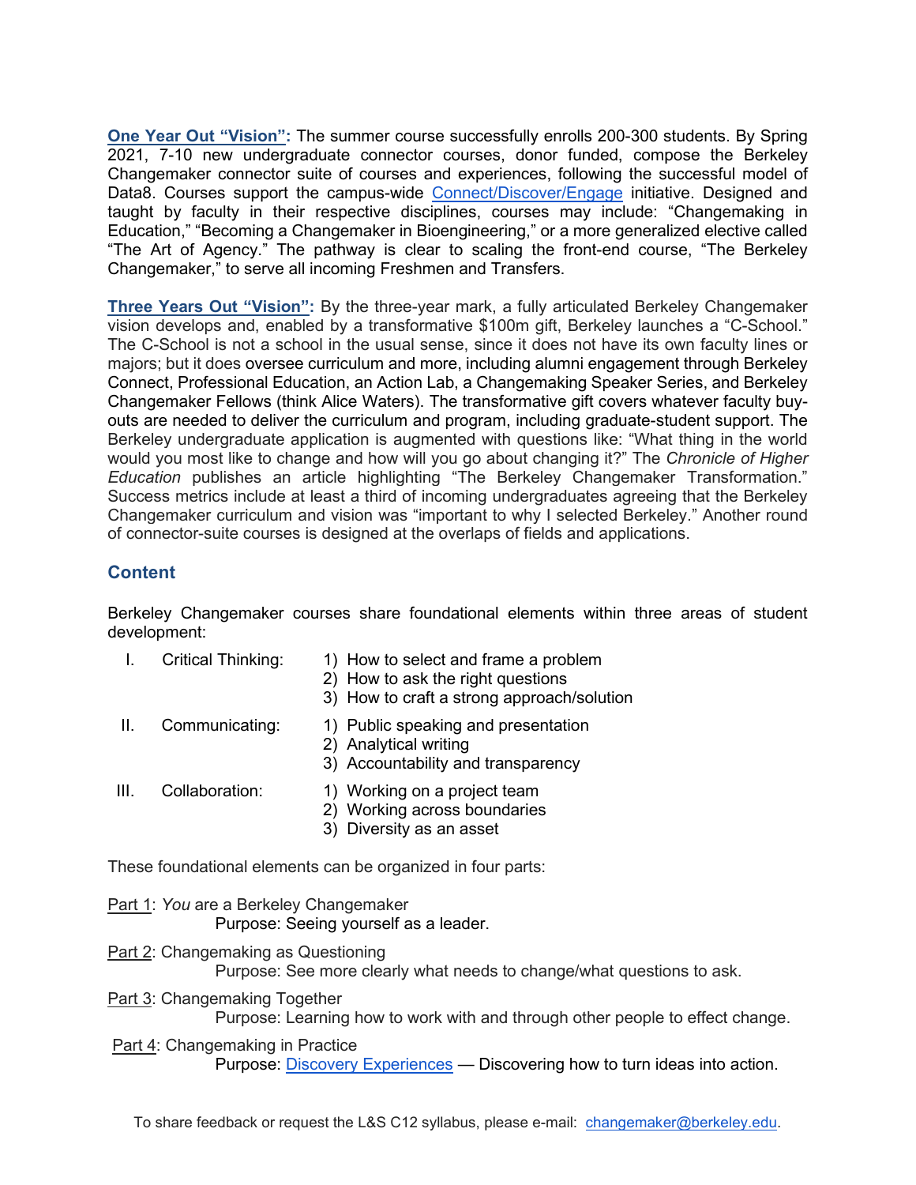**One Year Out "Vision":** The summer course successfully enrolls 200-300 students. By Spring 2021, 7-10 new undergraduate connector courses, donor funded, compose the Berkeley Changemaker connector suite of courses and experiences, following the successful model of Data8. Courses support the campus-wide Connect/Discover/Engage initiative. Designed and taught by faculty in their respective disciplines, courses may include: "Changemaking in Education," "Becoming a Changemaker in Bioengineering," or a more generalized elective called "The Art of Agency." The pathway is clear to scaling the front-end course, "The Berkeley Changemaker," to serve all incoming Freshmen and Transfers.

**Three Years Out "Vision":** By the three-year mark, a fully articulated Berkeley Changemaker vision develops and, enabled by a transformative $100m gift, Berkeley launches a "C-School." The C-School is not a school in the usual sense, since it does not have its own faculty lines or majors; but it does oversee curriculum and more, including alumni engagement through Berkeley Connect, Professional Education, an Action Lab, a Changemaking Speaker Series, and Berkeley Changemaker Fellows (think Alice Waters). The transformative gift covers whatever faculty buy-outs are needed to deliver the curriculum and program, including graduate-student support. The Berkeley undergraduate application is augmented with questions like: "What thing in the world would you most like to change and how will you go about changing it?" The *Chronicle of Higher Education* publishes an article highlighting "The Berkeley Changemaker Transformation." Success metrics include at least a third of incoming undergraduates agreeing that the Berkeley Changemaker curriculum and vision was "important to why I selected Berkeley." Another round of connector-suite courses is designed at the overlaps of fields and applications.

## Content

Berkeley Changemaker courses share foundational elements within three areas of student development:

I. Critical Thinking:
   1) How to select and frame a problem
   2) How to ask the right questions
   3) How to craft a strong approach/solution

II. Communicating:
   1) Public speaking and presentation
   2) Analytical writing
   3) Accountability and transparency

III. Collaboration:
   1) Working on a project team
   2) Working across boundaries
   3) Diversity as an asset

These foundational elements can be organized in four parts:

Part 1: *You* are a Berkeley Changemaker
Purpose: Seeing yourself as a leader.

Part 2: Changemaking as Questioning
Purpose: See more clearly what needs to change/what questions to ask.

Part 3: Changemaking Together
Purpose: Learning how to work with and through other people to effect change.

Part 4: Changemaking in Practice
Purpose: Discovery Experiences — Discovering how to turn ideas into action.

To share feedback or request the L&S C12 syllabus, please e-mail: changemaker@berkeley.edu.